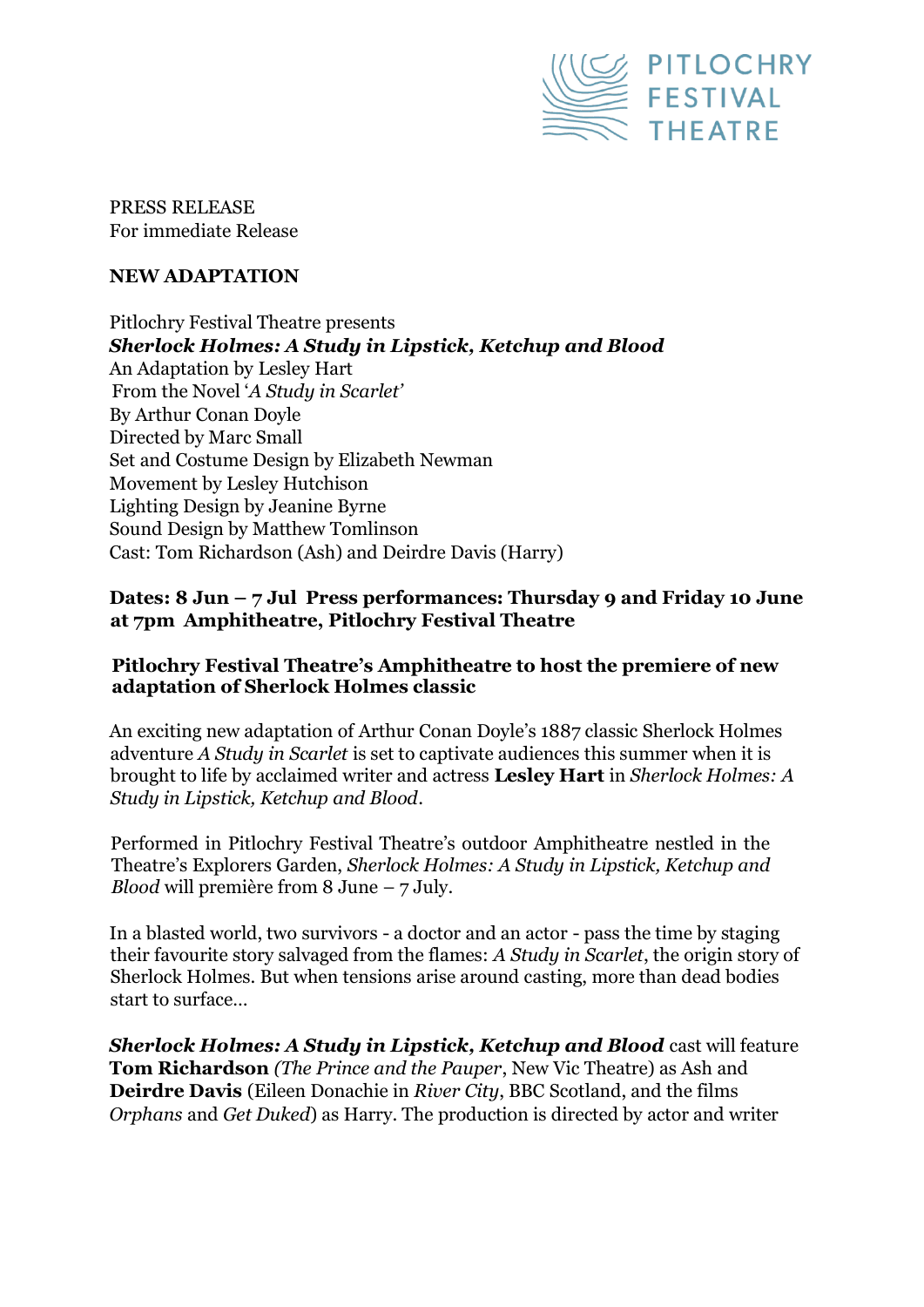PITLOCHRY FESTIVAL THEATRE

PRESS RELEASE
For immediate Release

**NEW ADAPTATION**

Pitlochry Festival Theatre presents
***Sherlock Holmes: A Study in Lipstick, Ketchup and Blood***
An Adaptation by Lesley Hart
From the Novel '*A Study in Scarlet*'
By Arthur Conan Doyle
Directed by Marc Small
Set and Costume Design by Elizabeth Newman
Movement by Lesley Hutchison
Lighting Design by Jeanine Byrne
Sound Design by Matthew Tomlinson
Cast: Tom Richardson (Ash) and Deirdre Davis (Harry)

**Dates: 8 Jun – 7 Jul Press performances: Thursday 9 and Friday 10 June at 7pm Amphitheatre, Pitlochry Festival Theatre**

**Pitlochry Festival Theatre's Amphitheatre to host the premiere of new adaptation of Sherlock Holmes classic**

An exciting new adaptation of Arthur Conan Doyle's 1887 classic Sherlock Holmes adventure *A Study in Scarlet* is set to captivate audiences this summer when it is brought to life by acclaimed writer and actress **Lesley Hart** in *Sherlock Holmes: A Study in Lipstick, Ketchup and Blood*.

Performed in Pitlochry Festival Theatre's outdoor Amphitheatre nestled in the Theatre's Explorers Garden, *Sherlock Holmes: A Study in Lipstick, Ketchup and Blood* will première from 8 June – 7 July.

In a blasted world, two survivors - a doctor and an actor - pass the time by staging their favourite story salvaged from the flames: *A Study in Scarlet*, the origin story of Sherlock Holmes. But when tensions arise around casting, more than dead bodies start to surface…

***Sherlock Holmes: A Study in Lipstick, Ketchup and Blood*** cast will feature **Tom Richardson** *(The Prince and the Pauper*, New Vic Theatre) as Ash and **Deirdre Davis** (Eileen Donachie in *River City*, BBC Scotland, and the films *Orphans* and *Get Duked*) as Harry. The production is directed by actor and writer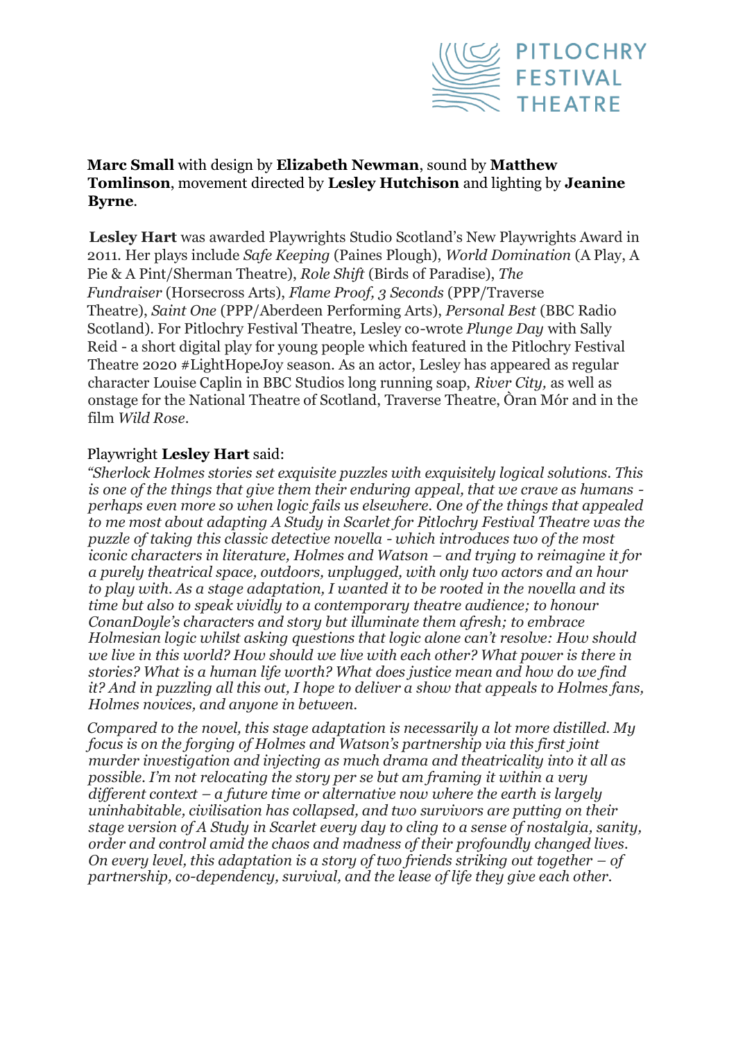**Marc Small** with design by **Elizabeth Newman**, sound by **Matthew Tomlinson**, movement directed by **Lesley Hutchison** and lighting by **Jeanine Byrne**.

**Lesley Hart** was awarded Playwrights Studio Scotland's New Playwrights Award in 2011. Her plays include *Safe Keeping* (Paines Plough), *World Domination* (A Play, A Pie & A Pint/Sherman Theatre), *Role Shift* (Birds of Paradise), *The Fundraiser* (Horsecross Arts), *Flame Proof, 3 Seconds* (PPP/Traverse Theatre), *Saint One* (PPP/Aberdeen Performing Arts), *Personal Best* (BBC Radio Scotland). For Pitlochry Festival Theatre, Lesley co-wrote *Plunge Day* with Sally Reid - a short digital play for young people which featured in the Pitlochry Festival Theatre 2020 #LightHopeJoy season. As an actor, Lesley has appeared as regular character Louise Caplin in BBC Studios long running soap, *River City,* as well as onstage for the National Theatre of Scotland, Traverse Theatre, Òran Mór and in the film *Wild Rose*.

Playwright **Lesley Hart** said:

*"Sherlock Holmes stories set exquisite puzzles with exquisitely logical solutions. This is one of the things that give them their enduring appeal, that we crave as humans - perhaps even more so when logic fails us elsewhere. One of the things that appealed to me most about adapting A Study in Scarlet for Pitlochry Festival Theatre was the puzzle of taking this classic detective novella - which introduces two of the most iconic characters in literature, Holmes and Watson – and trying to reimagine it for a purely theatrical space, outdoors, unplugged, with only two actors and an hour to play with. As a stage adaptation, I wanted it to be rooted in the novella and its time but also to speak vividly to a contemporary theatre audience; to honour ConanDoyle's characters and story but illuminate them afresh; to embrace Holmesian logic whilst asking questions that logic alone can't resolve: How should we live in this world? How should we live with each other? What power is there in stories? What is a human life worth? What does justice mean and how do we find it? And in puzzling all this out, I hope to deliver a show that appeals to Holmes fans, Holmes novices, and anyone in between.*

*Compared to the novel, this stage adaptation is necessarily a lot more distilled. My focus is on the forging of Holmes and Watson's partnership via this first joint murder investigation and injecting as much drama and theatricality into it all as possible. I'm not relocating the story per se but am framing it within a very different context – a future time or alternative now where the earth is largely uninhabitable, civilisation has collapsed, and two survivors are putting on their stage version of A Study in Scarlet every day to cling to a sense of nostalgia, sanity, order and control amid the chaos and madness of their profoundly changed lives. On every level, this adaptation is a story of two friends striking out together – of partnership, co-dependency, survival, and the lease of life they give each other.*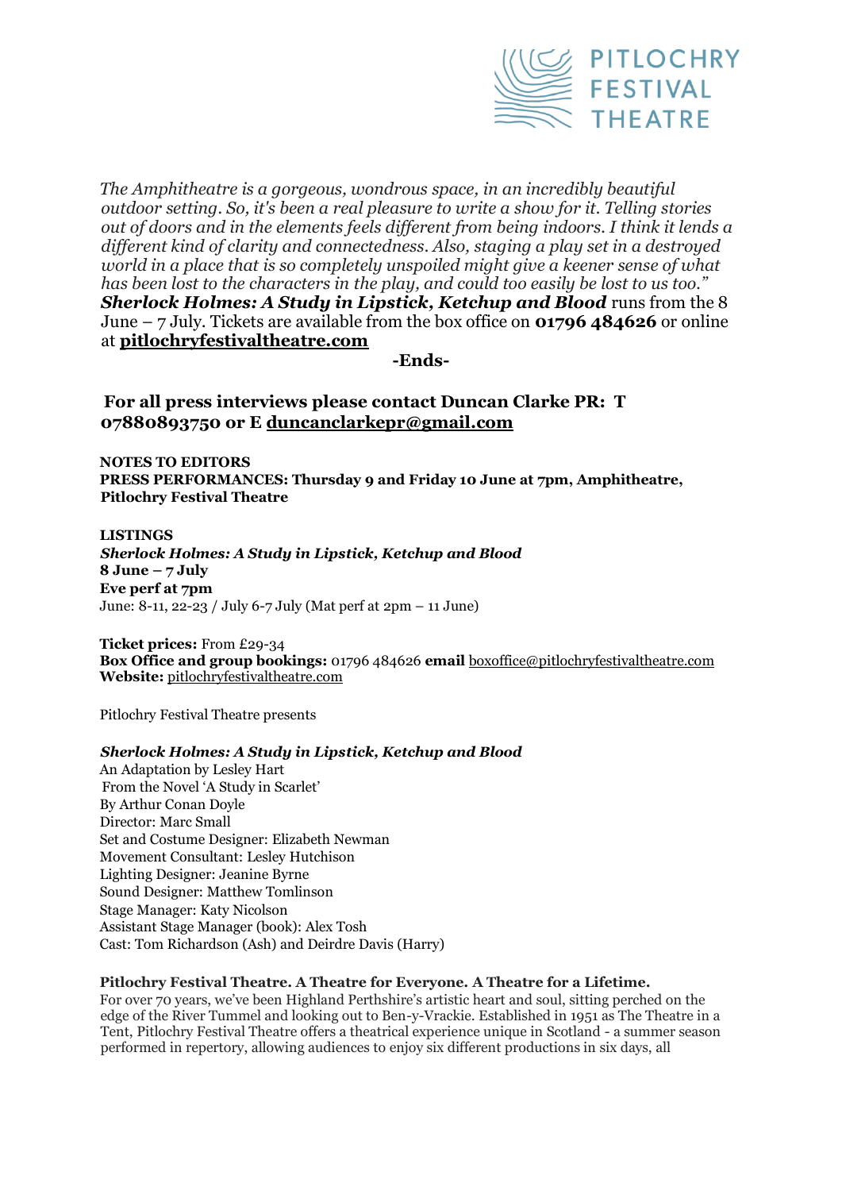*The Amphitheatre is a gorgeous, wondrous space, in an incredibly beautiful outdoor setting. So, it's been a real pleasure to write a show for it. Telling stories out of doors and in the elements feels different from being indoors. I think it lends a different kind of clarity and connectedness. Also, staging a play set in a destroyed world in a place that is so completely unspoiled might give a keener sense of what has been lost to the characters in the play, and could too easily be lost to us too."*

***Sherlock Holmes: A Study in Lipstick, Ketchup and Blood*** runs from the 8 June – 7 July. Tickets are available from the box office on **01796 484626** or online at **pitlochryfestivaltheatre.com**

**-Ends-**

**For all press interviews please contact Duncan Clarke PR: T 07880893750 or E duncanclarkepr@gmail.com**

**NOTES TO EDITORS**
**PRESS PERFORMANCES: Thursday 9 and Friday 10 June at 7pm, Amphitheatre, Pitlochry Festival Theatre**

**LISTINGS**
***Sherlock Holmes: A Study in Lipstick, Ketchup and Blood***
**8 June – 7 July**
**Eve perf at 7pm**
June: 8-11, 22-23 / July 6-7 July (Mat perf at 2pm – 11 June)

**Ticket prices:** From £29-34
**Box Office and group bookings:** 01796 484626 **email** boxoffice@pitlochryfestivaltheatre.com
**Website:** pitlochryfestivaltheatre.com

Pitlochry Festival Theatre presents

***Sherlock Holmes: A Study in Lipstick, Ketchup and Blood***
An Adaptation by Lesley Hart
From the Novel 'A Study in Scarlet'
By Arthur Conan Doyle
Director: Marc Small
Set and Costume Designer: Elizabeth Newman
Movement Consultant: Lesley Hutchison
Lighting Designer: Jeanine Byrne
Sound Designer: Matthew Tomlinson
Stage Manager: Katy Nicolson
Assistant Stage Manager (book): Alex Tosh
Cast: Tom Richardson (Ash) and Deirdre Davis (Harry)

**Pitlochry Festival Theatre. A Theatre for Everyone. A Theatre for a Lifetime.**
For over 70 years, we've been Highland Perthshire's artistic heart and soul, sitting perched on the edge of the River Tummel and looking out to Ben-y-Vrackie. Established in 1951 as The Theatre in a Tent, Pitlochry Festival Theatre offers a theatrical experience unique in Scotland - a summer season performed in repertory, allowing audiences to enjoy six different productions in six days, all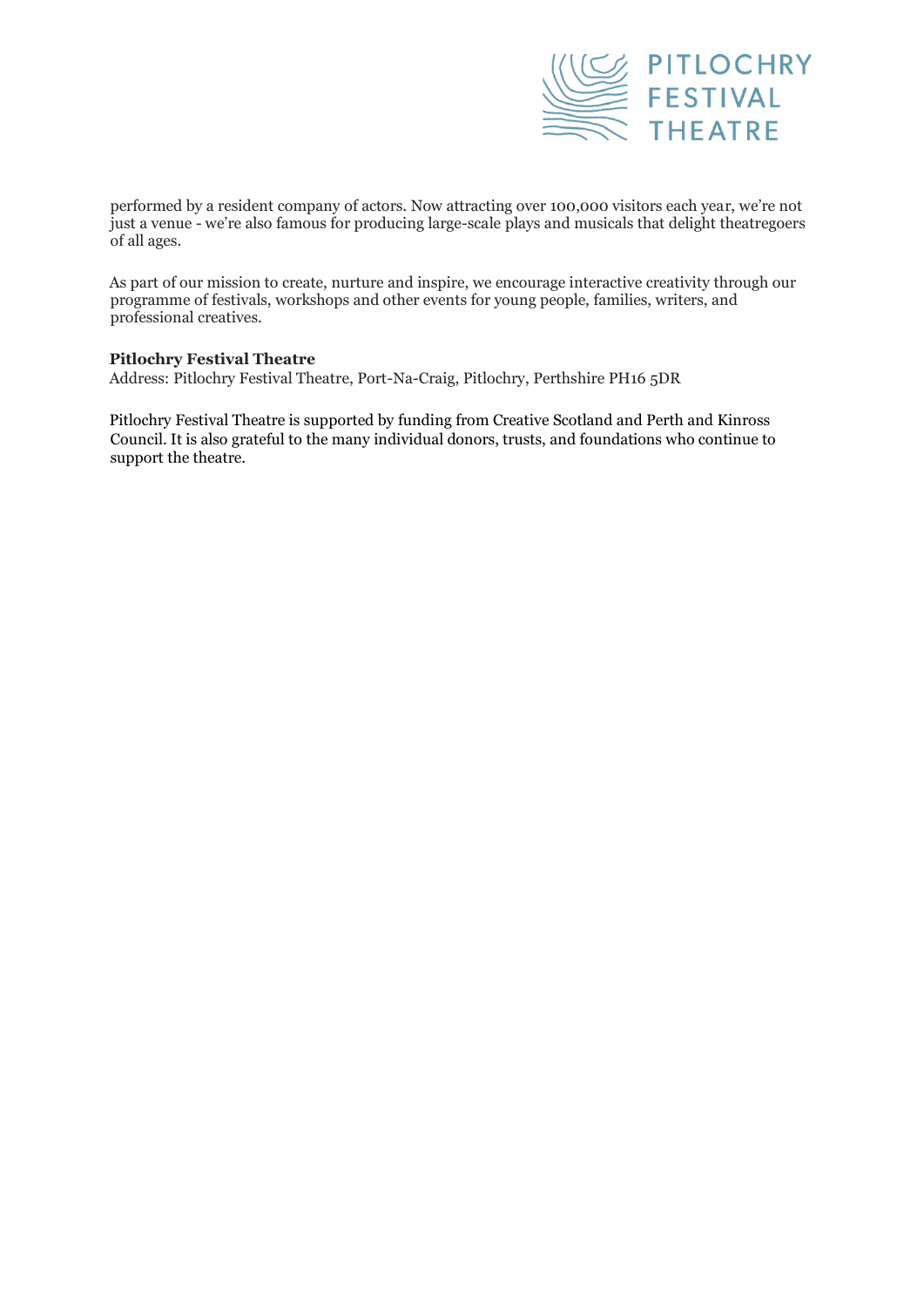performed by a resident company of actors. Now attracting over 100,000 visitors each year, we're not just a venue - we're also famous for producing large-scale plays and musicals that delight theatregoers of all ages.

As part of our mission to create, nurture and inspire, we encourage interactive creativity through our programme of festivals, workshops and other events for young people, families, writers, and professional creatives.

**Pitlochry Festival Theatre**
Address: Pitlochry Festival Theatre, Port-Na-Craig, Pitlochry, Perthshire PH16 5DR

Pitlochry Festival Theatre is supported by funding from Creative Scotland and Perth and Kinross Council. It is also grateful to the many individual donors, trusts, and foundations who continue to support the theatre.